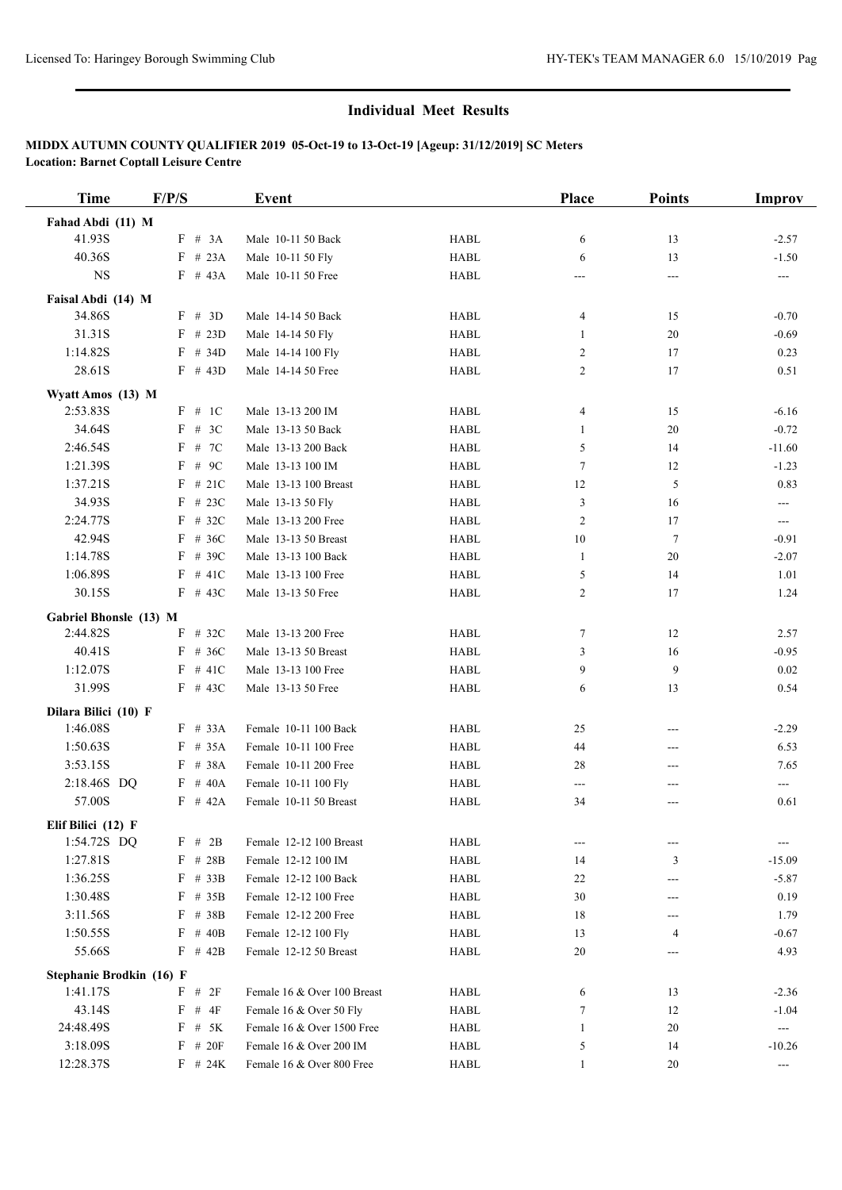## Individual Meet Results

**MIDDX AUTUMN COUNTY QUALIFIER 2019 05-Oct-19 to 13-Oct-19 [Ageup: 31/12/2019] SC Meters**
**Location: Barnet Coptall Leisure Centre**

| Time | F/P/S | | Event | | Place | Points | Improv |
|---|---|---|---|---|---|---|---|
| **Fahad Abdi (11) M** | | | | | | | |
| 41.93S | F | # 3A | Male 10-11 50 Back | HABL | 6 | 13 | -2.57 |
| 40.36S | F | # 23A | Male 10-11 50 Fly | HABL | 6 | 13 | -1.50 |
| NS | F | # 43A | Male 10-11 50 Free | HABL | --- | --- | --- |
| **Faisal Abdi (14) M** | | | | | | | |
| 34.86S | F | # 3D | Male 14-14 50 Back | HABL | 4 | 15 | -0.70 |
| 31.31S | F | # 23D | Male 14-14 50 Fly | HABL | 1 | 20 | -0.69 |
| 1:14.82S | F | # 34D | Male 14-14 100 Fly | HABL | 2 | 17 | 0.23 |
| 28.61S | F | # 43D | Male 14-14 50 Free | HABL | 2 | 17 | 0.51 |
| **Wyatt Amos (13) M** | | | | | | | |
| 2:53.83S | F | # 1C | Male 13-13 200 IM | HABL | 4 | 15 | -6.16 |
| 34.64S | F | # 3C | Male 13-13 50 Back | HABL | 1 | 20 | -0.72 |
| 2:46.54S | F | # 7C | Male 13-13 200 Back | HABL | 5 | 14 | -11.60 |
| 1:21.39S | F | # 9C | Male 13-13 100 IM | HABL | 7 | 12 | -1.23 |
| 1:37.21S | F | # 21C | Male 13-13 100 Breast | HABL | 12 | 5 | 0.83 |
| 34.93S | F | # 23C | Male 13-13 50 Fly | HABL | 3 | 16 | --- |
| 2:24.77S | F | # 32C | Male 13-13 200 Free | HABL | 2 | 17 | --- |
| 42.94S | F | # 36C | Male 13-13 50 Breast | HABL | 10 | 7 | -0.91 |
| 1:14.78S | F | # 39C | Male 13-13 100 Back | HABL | 1 | 20 | -2.07 |
| 1:06.89S | F | # 41C | Male 13-13 100 Free | HABL | 5 | 14 | 1.01 |
| 30.15S | F | # 43C | Male 13-13 50 Free | HABL | 2 | 17 | 1.24 |
| **Gabriel Bhonsle (13) M** | | | | | | | |
| 2:44.82S | F | # 32C | Male 13-13 200 Free | HABL | 7 | 12 | 2.57 |
| 40.41S | F | # 36C | Male 13-13 50 Breast | HABL | 3 | 16 | -0.95 |
| 1:12.07S | F | # 41C | Male 13-13 100 Free | HABL | 9 | 9 | 0.02 |
| 31.99S | F | # 43C | Male 13-13 50 Free | HABL | 6 | 13 | 0.54 |
| **Dilara Bilici (10) F** | | | | | | | |
| 1:46.08S | F | # 33A | Female 10-11 100 Back | HABL | 25 | --- | -2.29 |
| 1:50.63S | F | # 35A | Female 10-11 100 Free | HABL | 44 | --- | 6.53 |
| 3:53.15S | F | # 38A | Female 10-11 200 Free | HABL | 28 | --- | 7.65 |
| 2:18.46S DQ | F | # 40A | Female 10-11 100 Fly | HABL | --- | --- | --- |
| 57.00S | F | # 42A | Female 10-11 50 Breast | HABL | 34 | --- | 0.61 |
| **Elif Bilici (12) F** | | | | | | | |
| 1:54.72S DQ | F | # 2B | Female 12-12 100 Breast | HABL | --- | --- | --- |
| 1:27.81S | F | # 28B | Female 12-12 100 IM | HABL | 14 | 3 | -15.09 |
| 1:36.25S | F | # 33B | Female 12-12 100 Back | HABL | 22 | --- | -5.87 |
| 1:30.48S | F | # 35B | Female 12-12 100 Free | HABL | 30 | --- | 0.19 |
| 3:11.56S | F | # 38B | Female 12-12 200 Free | HABL | 18 | --- | 1.79 |
| 1:50.55S | F | # 40B | Female 12-12 100 Fly | HABL | 13 | 4 | -0.67 |
| 55.66S | F | # 42B | Female 12-12 50 Breast | HABL | 20 | --- | 4.93 |
| **Stephanie Brodkin (16) F** | | | | | | | |
| 1:41.17S | F | # 2F | Female 16 & Over 100 Breast | HABL | 6 | 13 | -2.36 |
| 43.14S | F | # 4F | Female 16 & Over 50 Fly | HABL | 7 | 12 | -1.04 |
| 24:48.49S | F | # 5K | Female 16 & Over 1500 Free | HABL | 1 | 20 | --- |
| 3:18.09S | F | # 20F | Female 16 & Over 200 IM | HABL | 5 | 14 | -10.26 |
| 12:28.37S | F | # 24K | Female 16 & Over 800 Free | HABL | 1 | 20 | --- |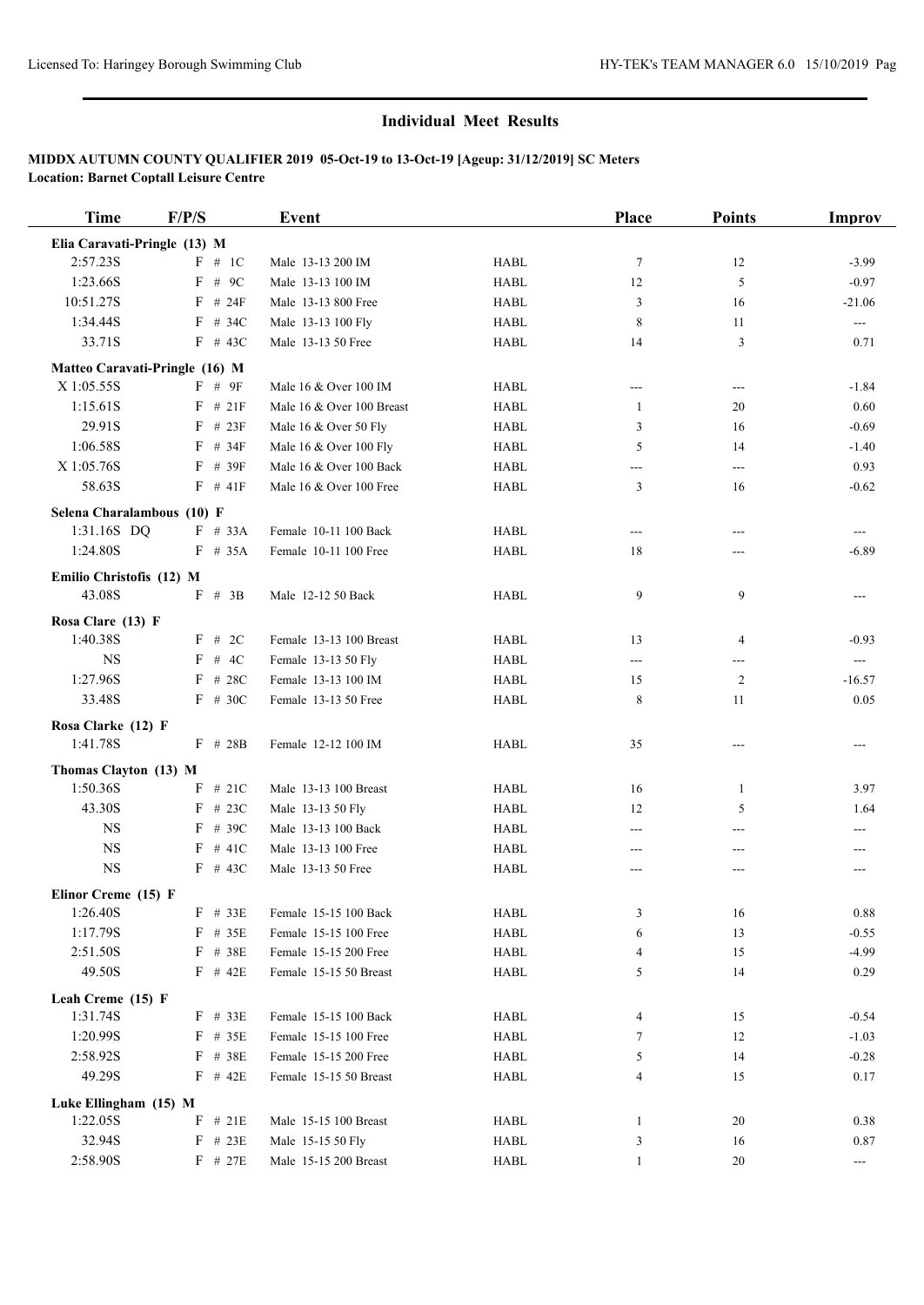## Individual Meet Results

**MIDDX AUTUMN COUNTY QUALIFIER 2019 05-Oct-19 to 13-Oct-19 [Ageup: 31/12/2019] SC Meters**
**Location: Barnet Coptall Leisure Centre**

| Time | F/P/S | Event | | Place | Points | Improv |
|---|---|---|---|---|---|---|
| **Elia Caravati-Pringle (13) M** | | | | | | |
| 2:57.23S | F # 1C | Male 13-13 200 IM | HABL | 7 | 12 | -3.99 |
| 1:23.66S | F # 9C | Male 13-13 100 IM | HABL | 12 | 5 | -0.97 |
| 10:51.27S | F # 24F | Male 13-13 800 Free | HABL | 3 | 16 | -21.06 |
| 1:34.44S | F # 34C | Male 13-13 100 Fly | HABL | 8 | 11 | --- |
| 33.71S | F # 43C | Male 13-13 50 Free | HABL | 14 | 3 | 0.71 |
| **Matteo Caravati-Pringle (16) M** | | | | | | |
| X 1:05.55S | F # 9F | Male 16 & Over 100 IM | HABL | --- | --- | -1.84 |
| 1:15.61S | F # 21F | Male 16 & Over 100 Breast | HABL | 1 | 20 | 0.60 |
| 29.91S | F # 23F | Male 16 & Over 50 Fly | HABL | 3 | 16 | -0.69 |
| 1:06.58S | F # 34F | Male 16 & Over 100 Fly | HABL | 5 | 14 | -1.40 |
| X 1:05.76S | F # 39F | Male 16 & Over 100 Back | HABL | --- | --- | 0.93 |
| 58.63S | F # 41F | Male 16 & Over 100 Free | HABL | 3 | 16 | -0.62 |
| **Selena Charalambous (10) F** | | | | | | |
| 1:31.16S DQ | F # 33A | Female 10-11 100 Back | HABL | --- | --- | --- |
| 1:24.80S | F # 35A | Female 10-11 100 Free | HABL | 18 | --- | -6.89 |
| **Emilio Christofis (12) M** | | | | | | |
| 43.08S | F # 3B | Male 12-12 50 Back | HABL | 9 | 9 | --- |
| **Rosa Clare (13) F** | | | | | | |
| 1:40.38S | F # 2C | Female 13-13 100 Breast | HABL | 13 | 4 | -0.93 |
| NS | F # 4C | Female 13-13 50 Fly | HABL | --- | --- | --- |
| 1:27.96S | F # 28C | Female 13-13 100 IM | HABL | 15 | 2 | -16.57 |
| 33.48S | F # 30C | Female 13-13 50 Free | HABL | 8 | 11 | 0.05 |
| **Rosa Clarke (12) F** | | | | | | |
| 1:41.78S | F # 28B | Female 12-12 100 IM | HABL | 35 | --- | --- |
| **Thomas Clayton (13) M** | | | | | | |
| 1:50.36S | F # 21C | Male 13-13 100 Breast | HABL | 16 | 1 | 3.97 |
| 43.30S | F # 23C | Male 13-13 50 Fly | HABL | 12 | 5 | 1.64 |
| NS | F # 39C | Male 13-13 100 Back | HABL | --- | --- | --- |
| NS | F # 41C | Male 13-13 100 Free | HABL | --- | --- | --- |
| NS | F # 43C | Male 13-13 50 Free | HABL | --- | --- | --- |
| **Elinor Creme (15) F** | | | | | | |
| 1:26.40S | F # 33E | Female 15-15 100 Back | HABL | 3 | 16 | 0.88 |
| 1:17.79S | F # 35E | Female 15-15 100 Free | HABL | 6 | 13 | -0.55 |
| 2:51.50S | F # 38E | Female 15-15 200 Free | HABL | 4 | 15 | -4.99 |
| 49.50S | F # 42E | Female 15-15 50 Breast | HABL | 5 | 14 | 0.29 |
| **Leah Creme (15) F** | | | | | | |
| 1:31.74S | F # 33E | Female 15-15 100 Back | HABL | 4 | 15 | -0.54 |
| 1:20.99S | F # 35E | Female 15-15 100 Free | HABL | 7 | 12 | -1.03 |
| 2:58.92S | F # 38E | Female 15-15 200 Free | HABL | 5 | 14 | -0.28 |
| 49.29S | F # 42E | Female 15-15 50 Breast | HABL | 4 | 15 | 0.17 |
| **Luke Ellingham (15) M** | | | | | | |
| 1:22.05S | F # 21E | Male 15-15 100 Breast | HABL | 1 | 20 | 0.38 |
| 32.94S | F # 23E | Male 15-15 50 Fly | HABL | 3 | 16 | 0.87 |
| 2:58.90S | F # 27E | Male 15-15 200 Breast | HABL | 1 | 20 | --- |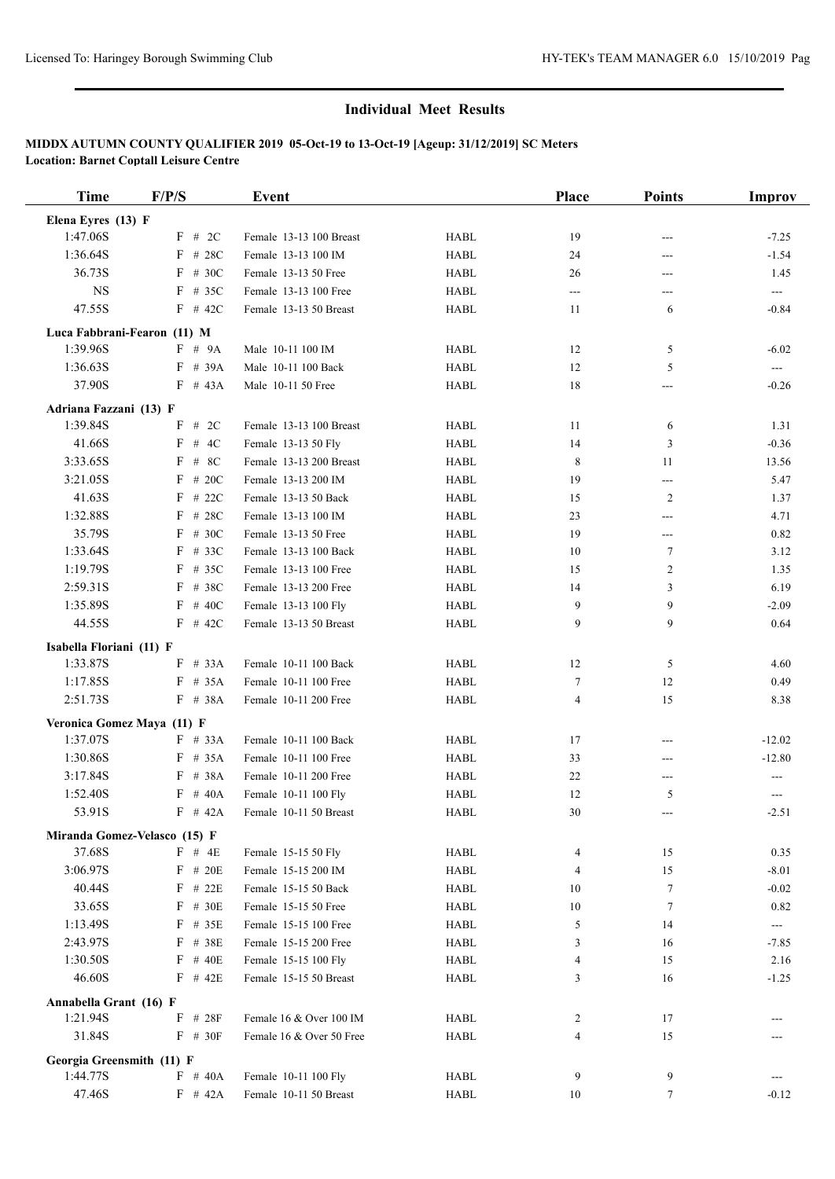## Individual Meet Results

### MIDDX AUTUMN COUNTY QUALIFIER 2019 05-Oct-19 to 13-Oct-19 [Ageup: 31/12/2019] SC Meters

**Location: Barnet Coptall Leisure Centre**

| Time | F/P/S | Event | | Place | Points | Improv |
|---|---|---|---|---|---|---|
| **Elena Eyres (13) F** | | | | | | |
| 1:47.06S | F # 2C | Female 13-13 100 Breast | HABL | 19 | --- | -7.25 |
| 1:36.64S | F # 28C | Female 13-13 100 IM | HABL | 24 | --- | -1.54 |
| 36.73S | F # 30C | Female 13-13 50 Free | HABL | 26 | --- | 1.45 |
| NS | F # 35C | Female 13-13 100 Free | HABL | --- | --- | --- |
| 47.55S | F # 42C | Female 13-13 50 Breast | HABL | 11 | 6 | -0.84 |
| **Luca Fabbrani-Fearon (11) M** | | | | | | |
| 1:39.96S | F # 9A | Male 10-11 100 IM | HABL | 12 | 5 | -6.02 |
| 1:36.63S | F # 39A | Male 10-11 100 Back | HABL | 12 | 5 | --- |
| 37.90S | F # 43A | Male 10-11 50 Free | HABL | 18 | --- | -0.26 |
| **Adriana Fazzani (13) F** | | | | | | |
| 1:39.84S | F # 2C | Female 13-13 100 Breast | HABL | 11 | 6 | 1.31 |
| 41.66S | F # 4C | Female 13-13 50 Fly | HABL | 14 | 3 | -0.36 |
| 3:33.65S | F # 8C | Female 13-13 200 Breast | HABL | 8 | 11 | 13.56 |
| 3:21.05S | F # 20C | Female 13-13 200 IM | HABL | 19 | --- | 5.47 |
| 41.63S | F # 22C | Female 13-13 50 Back | HABL | 15 | 2 | 1.37 |
| 1:32.88S | F # 28C | Female 13-13 100 IM | HABL | 23 | --- | 4.71 |
| 35.79S | F # 30C | Female 13-13 50 Free | HABL | 19 | --- | 0.82 |
| 1:33.64S | F # 33C | Female 13-13 100 Back | HABL | 10 | 7 | 3.12 |
| 1:19.79S | F # 35C | Female 13-13 100 Free | HABL | 15 | 2 | 1.35 |
| 2:59.31S | F # 38C | Female 13-13 200 Free | HABL | 14 | 3 | 6.19 |
| 1:35.89S | F # 40C | Female 13-13 100 Fly | HABL | 9 | 9 | -2.09 |
| 44.55S | F # 42C | Female 13-13 50 Breast | HABL | 9 | 9 | 0.64 |
| **Isabella Floriani (11) F** | | | | | | |
| 1:33.87S | F # 33A | Female 10-11 100 Back | HABL | 12 | 5 | 4.60 |
| 1:17.85S | F # 35A | Female 10-11 100 Free | HABL | 7 | 12 | 0.49 |
| 2:51.73S | F # 38A | Female 10-11 200 Free | HABL | 4 | 15 | 8.38 |
| **Veronica Gomez Maya (11) F** | | | | | | |
| 1:37.07S | F # 33A | Female 10-11 100 Back | HABL | 17 | --- | -12.02 |
| 1:30.86S | F # 35A | Female 10-11 100 Free | HABL | 33 | --- | -12.80 |
| 3:17.84S | F # 38A | Female 10-11 200 Free | HABL | 22 | --- | --- |
| 1:52.40S | F # 40A | Female 10-11 100 Fly | HABL | 12 | 5 | --- |
| 53.91S | F # 42A | Female 10-11 50 Breast | HABL | 30 | --- | -2.51 |
| **Miranda Gomez-Velasco (15) F** | | | | | | |
| 37.68S | F # 4E | Female 15-15 50 Fly | HABL | 4 | 15 | 0.35 |
| 3:06.97S | F # 20E | Female 15-15 200 IM | HABL | 4 | 15 | -8.01 |
| 40.44S | F # 22E | Female 15-15 50 Back | HABL | 10 | 7 | -0.02 |
| 33.65S | F # 30E | Female 15-15 50 Free | HABL | 10 | 7 | 0.82 |
| 1:13.49S | F # 35E | Female 15-15 100 Free | HABL | 5 | 14 | --- |
| 2:43.97S | F # 38E | Female 15-15 200 Free | HABL | 3 | 16 | -7.85 |
| 1:30.50S | F # 40E | Female 15-15 100 Fly | HABL | 4 | 15 | 2.16 |
| 46.60S | F # 42E | Female 15-15 50 Breast | HABL | 3 | 16 | -1.25 |
| **Annabella Grant (16) F** | | | | | | |
| 1:21.94S | F # 28F | Female 16 & Over 100 IM | HABL | 2 | 17 | --- |
| 31.84S | F # 30F | Female 16 & Over 50 Free | HABL | 4 | 15 | --- |
| **Georgia Greensmith (11) F** | | | | | | |
| 1:44.77S | F # 40A | Female 10-11 100 Fly | HABL | 9 | 9 | --- |
| 47.46S | F # 42A | Female 10-11 50 Breast | HABL | 10 | 7 | -0.12 |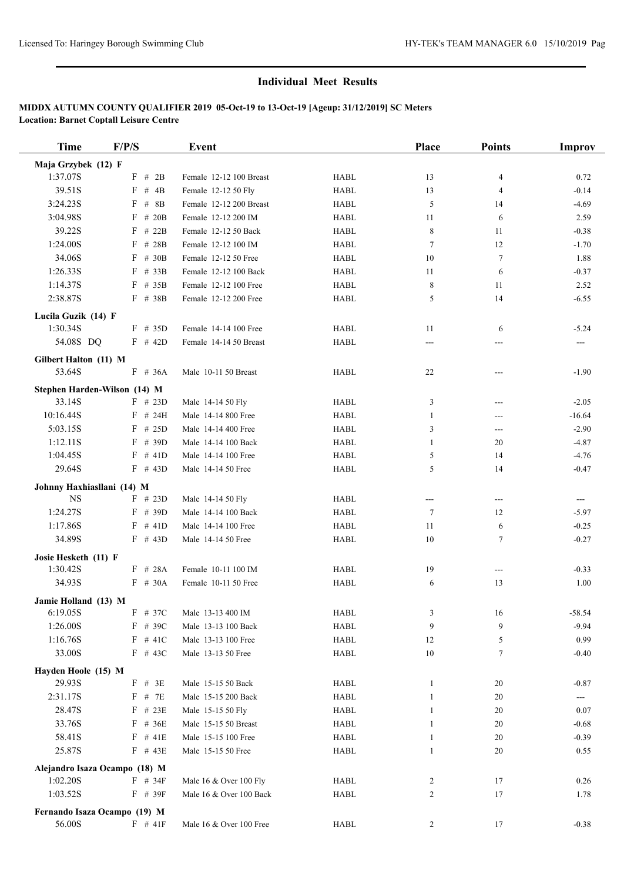## Individual Meet Results

**MIDDX AUTUMN COUNTY QUALIFIER 2019 05-Oct-19 to 13-Oct-19 [Ageup: 31/12/2019] SC Meters**
**Location: Barnet Coptall Leisure Centre**

| Time | F/P/S | Event | | Place | Points | Improv |
|---|---|---|---|---|---|---|
| **Maja Grzybek (12) F** | | | | | | |
| 1:37.07S | F # 2B | Female 12-12 100 Breast | HABL | 13 | 4 | 0.72 |
| 39.51S | F # 4B | Female 12-12 50 Fly | HABL | 13 | 4 | -0.14 |
| 3:24.23S | F # 8B | Female 12-12 200 Breast | HABL | 5 | 14 | -4.69 |
| 3:04.98S | F # 20B | Female 12-12 200 IM | HABL | 11 | 6 | 2.59 |
| 39.22S | F # 22B | Female 12-12 50 Back | HABL | 8 | 11 | -0.38 |
| 1:24.00S | F # 28B | Female 12-12 100 IM | HABL | 7 | 12 | -1.70 |
| 34.06S | F # 30B | Female 12-12 50 Free | HABL | 10 | 7 | 1.88 |
| 1:26.33S | F # 33B | Female 12-12 100 Back | HABL | 11 | 6 | -0.37 |
| 1:14.37S | F # 35B | Female 12-12 100 Free | HABL | 8 | 11 | 2.52 |
| 2:38.87S | F # 38B | Female 12-12 200 Free | HABL | 5 | 14 | -6.55 |
| **Lucila Guzik (14) F** | | | | | | |
| 1:30.34S | F # 35D | Female 14-14 100 Free | HABL | 11 | 6 | -5.24 |
| 54.08S DQ | F # 42D | Female 14-14 50 Breast | HABL | --- | --- | --- |
| **Gilbert Halton (11) M** | | | | | | |
| 53.64S | F # 36A | Male 10-11 50 Breast | HABL | 22 | --- | -1.90 |
| **Stephen Harden-Wilson (14) M** | | | | | | |
| 33.14S | F # 23D | Male 14-14 50 Fly | HABL | 3 | --- | -2.05 |
| 10:16.44S | F # 24H | Male 14-14 800 Free | HABL | 1 | --- | -16.64 |
| 5:03.15S | F # 25D | Male 14-14 400 Free | HABL | 3 | --- | -2.90 |
| 1:12.11S | F # 39D | Male 14-14 100 Back | HABL | 1 | 20 | -4.87 |
| 1:04.45S | F # 41D | Male 14-14 100 Free | HABL | 5 | 14 | -4.76 |
| 29.64S | F # 43D | Male 14-14 50 Free | HABL | 5 | 14 | -0.47 |
| **Johnny Haxhiasllani (14) M** | | | | | | |
| NS | F # 23D | Male 14-14 50 Fly | HABL | --- | --- | --- |
| 1:24.27S | F # 39D | Male 14-14 100 Back | HABL | 7 | 12 | -5.97 |
| 1:17.86S | F # 41D | Male 14-14 100 Free | HABL | 11 | 6 | -0.25 |
| 34.89S | F # 43D | Male 14-14 50 Free | HABL | 10 | 7 | -0.27 |
| **Josie Hesketh (11) F** | | | | | | |
| 1:30.42S | F # 28A | Female 10-11 100 IM | HABL | 19 | --- | -0.33 |
| 34.93S | F # 30A | Female 10-11 50 Free | HABL | 6 | 13 | 1.00 |
| **Jamie Holland (13) M** | | | | | | |
| 6:19.05S | F # 37C | Male 13-13 400 IM | HABL | 3 | 16 | -58.54 |
| 1:26.00S | F # 39C | Male 13-13 100 Back | HABL | 9 | 9 | -9.94 |
| 1:16.76S | F # 41C | Male 13-13 100 Free | HABL | 12 | 5 | 0.99 |
| 33.00S | F # 43C | Male 13-13 50 Free | HABL | 10 | 7 | -0.40 |
| **Hayden Hoole (15) M** | | | | | | |
| 29.93S | F # 3E | Male 15-15 50 Back | HABL | 1 | 20 | -0.87 |
| 2:31.17S | F # 7E | Male 15-15 200 Back | HABL | 1 | 20 | --- |
| 28.47S | F # 23E | Male 15-15 50 Fly | HABL | 1 | 20 | 0.07 |
| 33.76S | F # 36E | Male 15-15 50 Breast | HABL | 1 | 20 | -0.68 |
| 58.41S | F # 41E | Male 15-15 100 Free | HABL | 1 | 20 | -0.39 |
| 25.87S | F # 43E | Male 15-15 50 Free | HABL | 1 | 20 | 0.55 |
| **Alejandro Isaza Ocampo (18) M** | | | | | | |
| 1:02.20S | F # 34F | Male 16 & Over 100 Fly | HABL | 2 | 17 | 0.26 |
| 1:03.52S | F # 39F | Male 16 & Over 100 Back | HABL | 2 | 17 | 1.78 |
| **Fernando Isaza Ocampo (19) M** | | | | | | |
| 56.00S | F # 41F | Male 16 & Over 100 Free | HABL | 2 | 17 | -0.38 |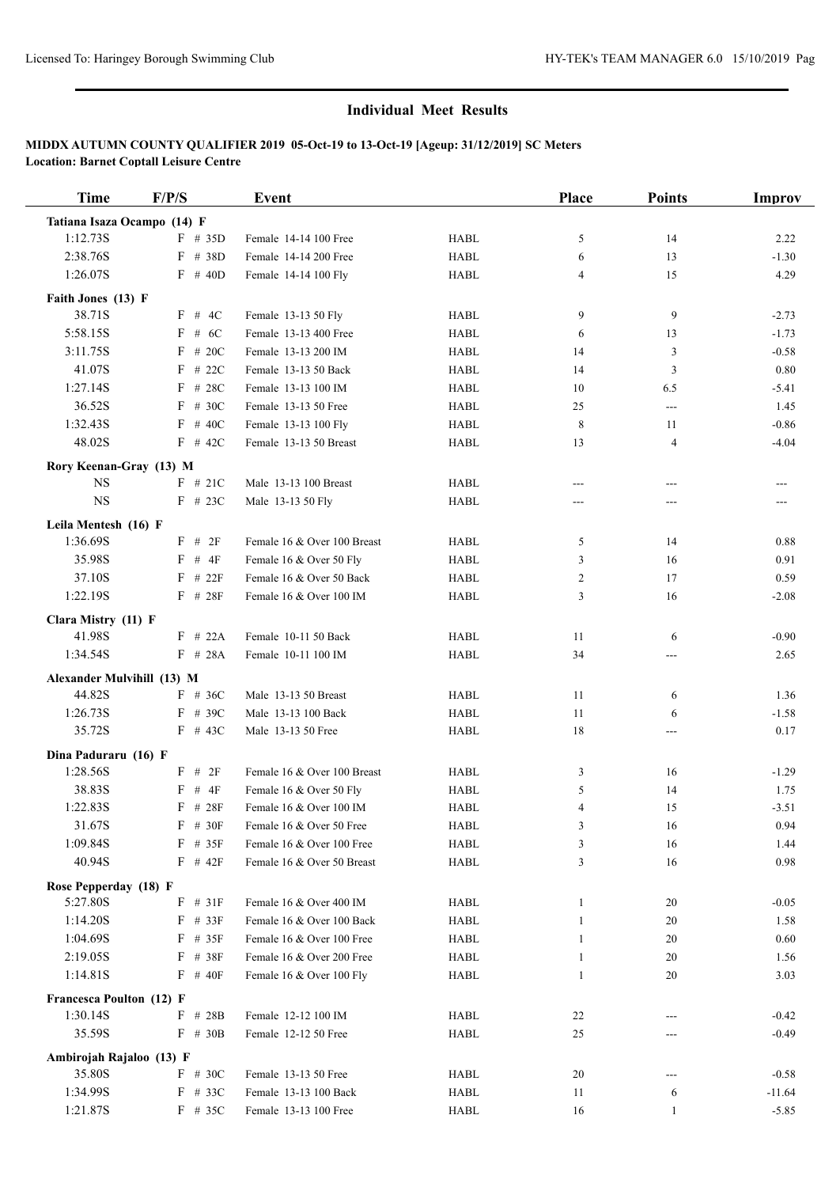## Individual Meet Results

**MIDDX AUTUMN COUNTY QUALIFIER 2019 05-Oct-19 to 13-Oct-19 [Ageup: 31/12/2019] SC Meters**
**Location: Barnet Coptall Leisure Centre**

| Time | F/P/S | Event | | Place | Points | Improv |
|---|---|---|---|---|---|---|
| **Tatiana Isaza Ocampo (14) F** | | | | | | |
| 1:12.73S | F # 35D | Female 14-14 100 Free | HABL | 5 | 14 | 2.22 |
| 2:38.76S | F # 38D | Female 14-14 200 Free | HABL | 6 | 13 | -1.30 |
| 1:26.07S | F # 40D | Female 14-14 100 Fly | HABL | 4 | 15 | 4.29 |
| **Faith Jones (13) F** | | | | | | |
| 38.71S | F # 4C | Female 13-13 50 Fly | HABL | 9 | 9 | -2.73 |
| 5:58.15S | F # 6C | Female 13-13 400 Free | HABL | 6 | 13 | -1.73 |
| 3:11.75S | F # 20C | Female 13-13 200 IM | HABL | 14 | 3 | -0.58 |
| 41.07S | F # 22C | Female 13-13 50 Back | HABL | 14 | 3 | 0.80 |
| 1:27.14S | F # 28C | Female 13-13 100 IM | HABL | 10 | 6.5 | -5.41 |
| 36.52S | F # 30C | Female 13-13 50 Free | HABL | 25 | --- | 1.45 |
| 1:32.43S | F # 40C | Female 13-13 100 Fly | HABL | 8 | 11 | -0.86 |
| 48.02S | F # 42C | Female 13-13 50 Breast | HABL | 13 | 4 | -4.04 |
| **Rory Keenan-Gray (13) M** | | | | | | |
| NS | F # 21C | Male 13-13 100 Breast | HABL | --- | --- | --- |
| NS | F # 23C | Male 13-13 50 Fly | HABL | --- | --- | --- |
| **Leila Mentesh (16) F** | | | | | | |
| 1:36.69S | F # 2F | Female 16 & Over 100 Breast | HABL | 5 | 14 | 0.88 |
| 35.98S | F # 4F | Female 16 & Over 50 Fly | HABL | 3 | 16 | 0.91 |
| 37.10S | F # 22F | Female 16 & Over 50 Back | HABL | 2 | 17 | 0.59 |
| 1:22.19S | F # 28F | Female 16 & Over 100 IM | HABL | 3 | 16 | -2.08 |
| **Clara Mistry (11) F** | | | | | | |
| 41.98S | F # 22A | Female 10-11 50 Back | HABL | 11 | 6 | -0.90 |
| 1:34.54S | F # 28A | Female 10-11 100 IM | HABL | 34 | --- | 2.65 |
| **Alexander Mulvihill (13) M** | | | | | | |
| 44.82S | F # 36C | Male 13-13 50 Breast | HABL | 11 | 6 | 1.36 |
| 1:26.73S | F # 39C | Male 13-13 100 Back | HABL | 11 | 6 | -1.58 |
| 35.72S | F # 43C | Male 13-13 50 Free | HABL | 18 | --- | 0.17 |
| **Dina Paduraru (16) F** | | | | | | |
| 1:28.56S | F # 2F | Female 16 & Over 100 Breast | HABL | 3 | 16 | -1.29 |
| 38.83S | F # 4F | Female 16 & Over 50 Fly | HABL | 5 | 14 | 1.75 |
| 1:22.83S | F # 28F | Female 16 & Over 100 IM | HABL | 4 | 15 | -3.51 |
| 31.67S | F # 30F | Female 16 & Over 50 Free | HABL | 3 | 16 | 0.94 |
| 1:09.84S | F # 35F | Female 16 & Over 100 Free | HABL | 3 | 16 | 1.44 |
| 40.94S | F # 42F | Female 16 & Over 50 Breast | HABL | 3 | 16 | 0.98 |
| **Rose Pepperday (18) F** | | | | | | |
| 5:27.80S | F # 31F | Female 16 & Over 400 IM | HABL | 1 | 20 | -0.05 |
| 1:14.20S | F # 33F | Female 16 & Over 100 Back | HABL | 1 | 20 | 1.58 |
| 1:04.69S | F # 35F | Female 16 & Over 100 Free | HABL | 1 | 20 | 0.60 |
| 2:19.05S | F # 38F | Female 16 & Over 200 Free | HABL | 1 | 20 | 1.56 |
| 1:14.81S | F # 40F | Female 16 & Over 100 Fly | HABL | 1 | 20 | 3.03 |
| **Francesca Poulton (12) F** | | | | | | |
| 1:30.14S | F # 28B | Female 12-12 100 IM | HABL | 22 | --- | -0.42 |
| 35.59S | F # 30B | Female 12-12 50 Free | HABL | 25 | --- | -0.49 |
| **Ambirojah Rajaloo (13) F** | | | | | | |
| 35.80S | F # 30C | Female 13-13 50 Free | HABL | 20 | --- | -0.58 |
| 1:34.99S | F # 33C | Female 13-13 100 Back | HABL | 11 | 6 | -11.64 |
| 1:21.87S | F # 35C | Female 13-13 100 Free | HABL | 16 | 1 | -5.85 |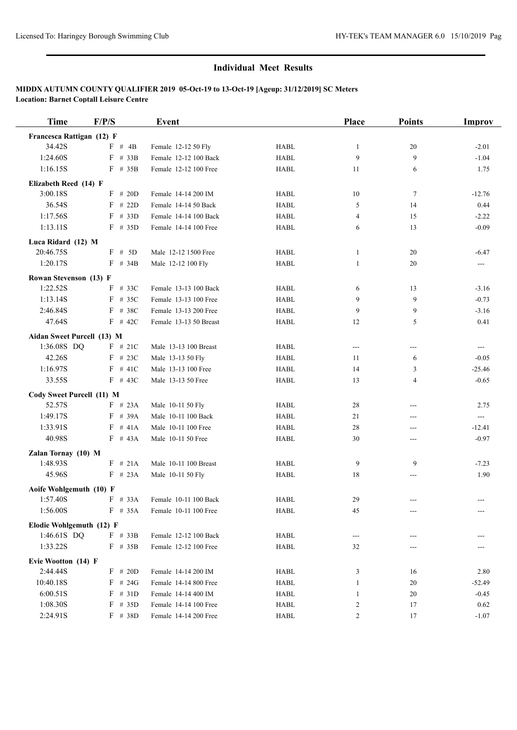## Individual Meet Results

**MIDDX AUTUMN COUNTY QUALIFIER 2019 05-Oct-19 to 13-Oct-19 [Ageup: 31/12/2019] SC Meters**
**Location: Barnet Coptall Leisure Centre**

| Time | F/P/S | Event | | Place | Points | Improv |
|---|---|---|---|---|---|---|
| **Francesca Rattigan (12) F** | | | | | | |
| 34.42S | F # 4B | Female 12-12 50 Fly | HABL | 1 | 20 | -2.01 |
| 1:24.60S | F # 33B | Female 12-12 100 Back | HABL | 9 | 9 | -1.04 |
| 1:16.15S | F # 35B | Female 12-12 100 Free | HABL | 11 | 6 | 1.75 |
| **Elizabeth Reed (14) F** | | | | | | |
| 3:00.18S | F # 20D | Female 14-14 200 IM | HABL | 10 | 7 | -12.76 |
| 36.54S | F # 22D | Female 14-14 50 Back | HABL | 5 | 14 | 0.44 |
| 1:17.56S | F # 33D | Female 14-14 100 Back | HABL | 4 | 15 | -2.22 |
| 1:13.11S | F # 35D | Female 14-14 100 Free | HABL | 6 | 13 | -0.09 |
| **Luca Ridard (12) M** | | | | | | |
| 20:46.75S | F # 5D | Male 12-12 1500 Free | HABL | 1 | 20 | -6.47 |
| 1:20.17S | F # 34B | Male 12-12 100 Fly | HABL | 1 | 20 | --- |
| **Rowan Stevenson (13) F** | | | | | | |
| 1:22.52S | F # 33C | Female 13-13 100 Back | HABL | 6 | 13 | -3.16 |
| 1:13.14S | F # 35C | Female 13-13 100 Free | HABL | 9 | 9 | -0.73 |
| 2:46.84S | F # 38C | Female 13-13 200 Free | HABL | 9 | 9 | -3.16 |
| 47.64S | F # 42C | Female 13-13 50 Breast | HABL | 12 | 5 | 0.41 |
| **Aidan Sweet Purcell (13) M** | | | | | | |
| 1:36.08S DQ | F # 21C | Male 13-13 100 Breast | HABL | --- | --- | --- |
| 42.26S | F # 23C | Male 13-13 50 Fly | HABL | 11 | 6 | -0.05 |
| 1:16.97S | F # 41C | Male 13-13 100 Free | HABL | 14 | 3 | -25.46 |
| 33.55S | F # 43C | Male 13-13 50 Free | HABL | 13 | 4 | -0.65 |
| **Cody Sweet Purcell (11) M** | | | | | | |
| 52.57S | F # 23A | Male 10-11 50 Fly | HABL | 28 | --- | 2.75 |
| 1:49.17S | F # 39A | Male 10-11 100 Back | HABL | 21 | --- | --- |
| 1:33.91S | F # 41A | Male 10-11 100 Free | HABL | 28 | --- | -12.41 |
| 40.98S | F # 43A | Male 10-11 50 Free | HABL | 30 | --- | -0.97 |
| **Zalan Tornay (10) M** | | | | | | |
| 1:48.93S | F # 21A | Male 10-11 100 Breast | HABL | 9 | 9 | -7.23 |
| 45.96S | F # 23A | Male 10-11 50 Fly | HABL | 18 | --- | 1.90 |
| **Aoife Wohlgemuth (10) F** | | | | | | |
| 1:57.40S | F # 33A | Female 10-11 100 Back | HABL | 29 | --- | --- |
| 1:56.00S | F # 35A | Female 10-11 100 Free | HABL | 45 | --- | --- |
| **Elodie Wohlgemuth (12) F** | | | | | | |
| 1:46.61S DQ | F # 33B | Female 12-12 100 Back | HABL | --- | --- | --- |
| 1:33.22S | F # 35B | Female 12-12 100 Free | HABL | 32 | --- | --- |
| **Evie Wootton (14) F** | | | | | | |
| 2:44.44S | F # 20D | Female 14-14 200 IM | HABL | 3 | 16 | 2.80 |
| 10:40.18S | F # 24G | Female 14-14 800 Free | HABL | 1 | 20 | -52.49 |
| 6:00.51S | F # 31D | Female 14-14 400 IM | HABL | 1 | 20 | -0.45 |
| 1:08.30S | F # 35D | Female 14-14 100 Free | HABL | 2 | 17 | 0.62 |
| 2:24.91S | F # 38D | Female 14-14 200 Free | HABL | 2 | 17 | -1.07 |